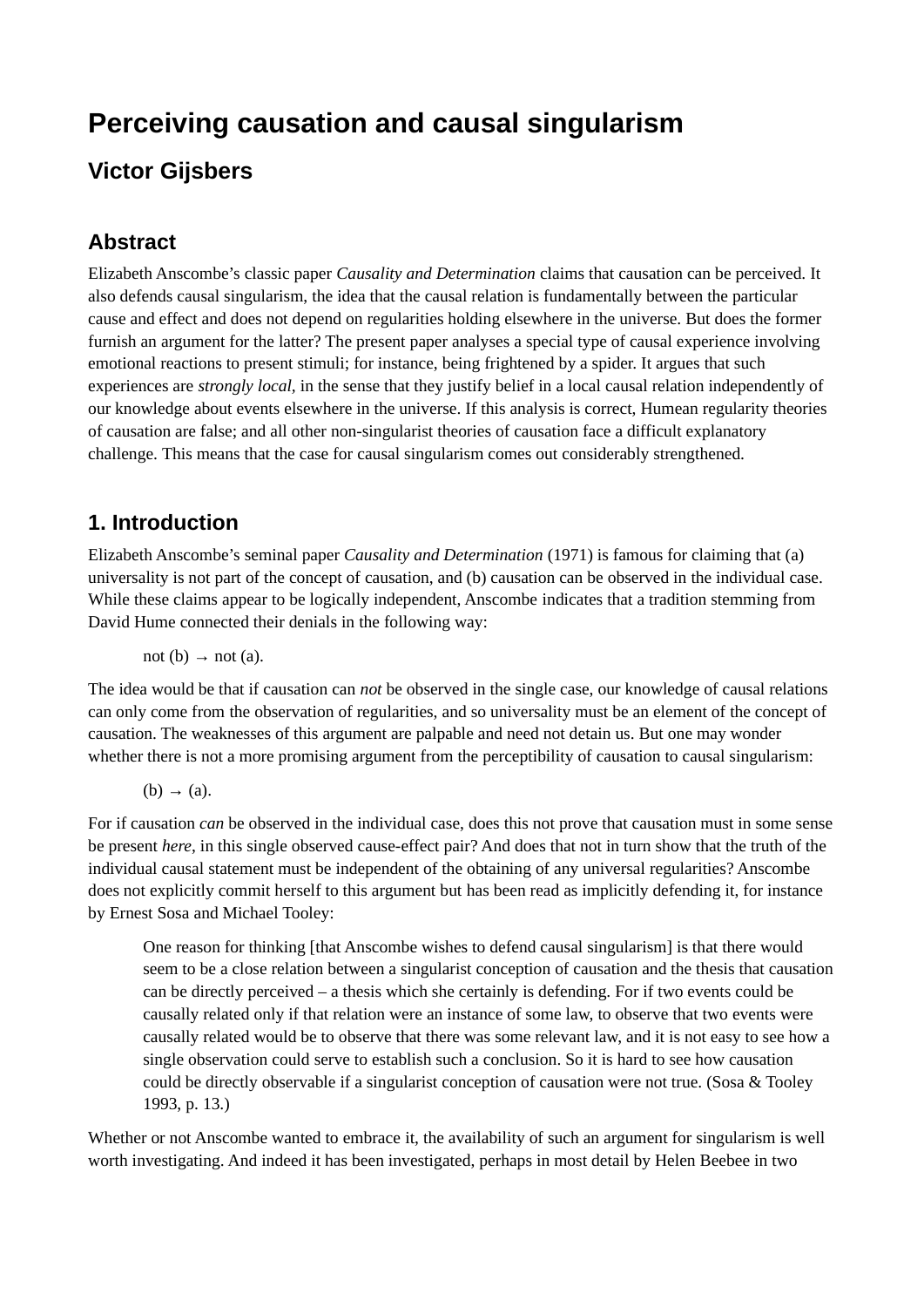# Perceiving causation and causal singularism

## Victor Gijsbers

## Abstract

Elizabeth Anscombe's classic paper *Causality and Determination* claims that causation can be perceived. It also defends causal singularism, the idea that the causal relation is fundamentally between the particular cause and effect and does not depend on regularities holding elsewhere in the universe. But does the former furnish an argument for the latter? The present paper analyses a special type of causal experience involving emotional reactions to present stimuli; for instance, being frightened by a spider. It argues that such experiences are *strongly local*, in the sense that they justify belief in a local causal relation independently of our knowledge about events elsewhere in the universe. If this analysis is correct, Humean regularity theories of causation are false; and all other non-singularist theories of causation face a difficult explanatory challenge. This means that the case for causal singularism comes out considerably strengthened.

## 1. Introduction

Elizabeth Anscombe's seminal paper *Causality and Determination* (1971) is famous for claiming that (a) universality is not part of the concept of causation, and (b) causation can be observed in the individual case. While these claims appear to be logically independent, Anscombe indicates that a tradition stemming from David Hume connected their denials in the following way:

> not (b) → not (a).

The idea would be that if causation can *not* be observed in the single case, our knowledge of causal relations can only come from the observation of regularities, and so universality must be an element of the concept of causation. The weaknesses of this argument are palpable and need not detain us. But one may wonder whether there is not a more promising argument from the perceptibility of causation to causal singularism:

> (b) → (a).

For if causation *can* be observed in the individual case, does this not prove that causation must in some sense be present *here*, in this single observed cause-effect pair? And does that not in turn show that the truth of the individual causal statement must be independent of the obtaining of any universal regularities? Anscombe does not explicitly commit herself to this argument but has been read as implicitly defending it, for instance by Ernest Sosa and Michael Tooley:

> One reason for thinking [that Anscombe wishes to defend causal singularism] is that there would seem to be a close relation between a singularist conception of causation and the thesis that causation can be directly perceived – a thesis which she certainly is defending. For if two events could be causally related only if that relation were an instance of some law, to observe that two events were causally related would be to observe that there was some relevant law, and it is not easy to see how a single observation could serve to establish such a conclusion. So it is hard to see how causation could be directly observable if a singularist conception of causation were not true. (Sosa & Tooley 1993, p. 13.)

Whether or not Anscombe wanted to embrace it, the availability of such an argument for singularism is well worth investigating. And indeed it has been investigated, perhaps in most detail by Helen Beebee in two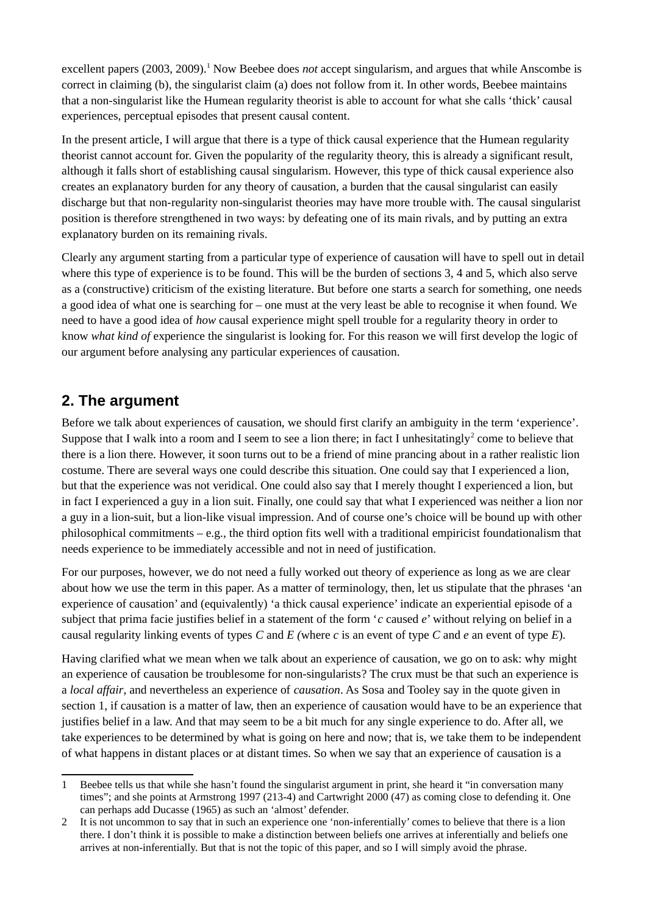excellent papers (2003, 2009).[1] Now Beebee does *not* accept singularism, and argues that while Anscombe is correct in claiming (b), the singularist claim (a) does not follow from it. In other words, Beebee maintains that a non-singularist like the Humean regularity theorist is able to account for what she calls 'thick' causal experiences, perceptual episodes that present causal content.

In the present article, I will argue that there is a type of thick causal experience that the Humean regularity theorist cannot account for. Given the popularity of the regularity theory, this is already a significant result, although it falls short of establishing causal singularism. However, this type of thick causal experience also creates an explanatory burden for any theory of causation, a burden that the causal singularist can easily discharge but that non-regularity non-singularist theories may have more trouble with. The causal singularist position is therefore strengthened in two ways: by defeating one of its main rivals, and by putting an extra explanatory burden on its remaining rivals.

Clearly any argument starting from a particular type of experience of causation will have to spell out in detail where this type of experience is to be found. This will be the burden of sections 3, 4 and 5, which also serve as a (constructive) criticism of the existing literature. But before one starts a search for something, one needs a good idea of what one is searching for – one must at the very least be able to recognise it when found. We need to have a good idea of *how* causal experience might spell trouble for a regularity theory in order to know *what kind of* experience the singularist is looking for. For this reason we will first develop the logic of our argument before analysing any particular experiences of causation.

## 2. The argument

Before we talk about experiences of causation, we should first clarify an ambiguity in the term 'experience'. Suppose that I walk into a room and I seem to see a lion there; in fact I unhesitatingly[2] come to believe that there is a lion there. However, it soon turns out to be a friend of mine prancing about in a rather realistic lion costume. There are several ways one could describe this situation. One could say that I experienced a lion, but that the experience was not veridical. One could also say that I merely thought I experienced a lion, but in fact I experienced a guy in a lion suit. Finally, one could say that what I experienced was neither a lion nor a guy in a lion-suit, but a lion-like visual impression. And of course one's choice will be bound up with other philosophical commitments – e.g., the third option fits well with a traditional empiricist foundationalism that needs experience to be immediately accessible and not in need of justification.

For our purposes, however, we do not need a fully worked out theory of experience as long as we are clear about how we use the term in this paper. As a matter of terminology, then, let us stipulate that the phrases 'an experience of causation' and (equivalently) 'a thick causal experience' indicate an experiential episode of a subject that prima facie justifies belief in a statement of the form '*c* caused *e*' without relying on belief in a causal regularity linking events of types *C* and *E* (where *c* is an event of type *C* and *e* an event of type *E*).

Having clarified what we mean when we talk about an experience of causation, we go on to ask: why might an experience of causation be troublesome for non-singularists? The crux must be that such an experience is a *local affair*, and nevertheless an experience of *causation*. As Sosa and Tooley say in the quote given in section 1, if causation is a matter of law, then an experience of causation would have to be an experience that justifies belief in a law. And that may seem to be a bit much for any single experience to do. After all, we take experiences to be determined by what is going on here and now; that is, we take them to be independent of what happens in distant places or at distant times. So when we say that an experience of causation is a

1 Beebee tells us that while she hasn't found the singularist argument in print, she heard it "in conversation many times"; and she points at Armstrong 1997 (213-4) and Cartwright 2000 (47) as coming close to defending it. One can perhaps add Ducasse (1965) as such an 'almost' defender.

2 It is not uncommon to say that in such an experience one 'non-inferentially' comes to believe that there is a lion there. I don't think it is possible to make a distinction between beliefs one arrives at inferentially and beliefs one arrives at non-inferentially. But that is not the topic of this paper, and so I will simply avoid the phrase.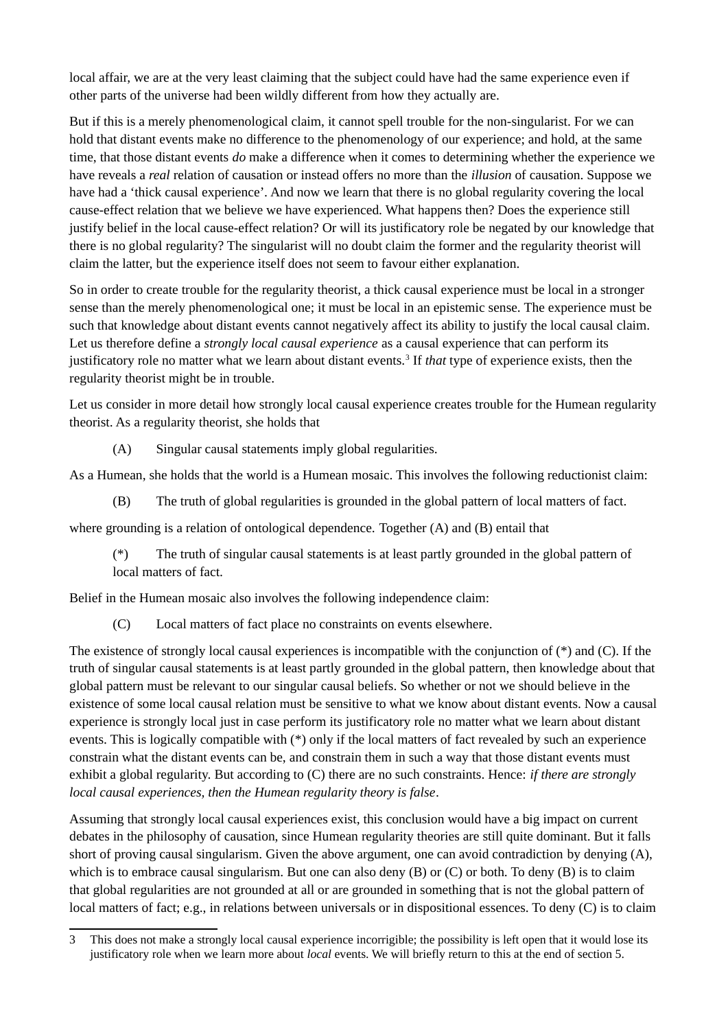local affair, we are at the very least claiming that the subject could have had the same experience even if other parts of the universe had been wildly different from how they actually are.

But if this is a merely phenomenological claim, it cannot spell trouble for the non-singularist. For we can hold that distant events make no difference to the phenomenology of our experience; and hold, at the same time, that those distant events *do* make a difference when it comes to determining whether the experience we have reveals a *real* relation of causation or instead offers no more than the *illusion* of causation. Suppose we have had a 'thick causal experience'. And now we learn that there is no global regularity covering the local cause-effect relation that we believe we have experienced. What happens then? Does the experience still justify belief in the local cause-effect relation? Or will its justificatory role be negated by our knowledge that there is no global regularity? The singularist will no doubt claim the former and the regularity theorist will claim the latter, but the experience itself does not seem to favour either explanation.

So in order to create trouble for the regularity theorist, a thick causal experience must be local in a stronger sense than the merely phenomenological one; it must be local in an epistemic sense. The experience must be such that knowledge about distant events cannot negatively affect its ability to justify the local causal claim. Let us therefore define a *strongly local causal experience* as a causal experience that can perform its justificatory role no matter what we learn about distant events.[3] If *that* type of experience exists, then the regularity theorist might be in trouble.

Let us consider in more detail how strongly local causal experience creates trouble for the Humean regularity theorist. As a regularity theorist, she holds that

> (A) Singular causal statements imply global regularities.

As a Humean, she holds that the world is a Humean mosaic. This involves the following reductionist claim:

> (B) The truth of global regularities is grounded in the global pattern of local matters of fact.

where grounding is a relation of ontological dependence. Together (A) and (B) entail that

> (*) The truth of singular causal statements is at least partly grounded in the global pattern of local matters of fact.

Belief in the Humean mosaic also involves the following independence claim:

> (C) Local matters of fact place no constraints on events elsewhere.

The existence of strongly local causal experiences is incompatible with the conjunction of (*) and (C). If the truth of singular causal statements is at least partly grounded in the global pattern, then knowledge about that global pattern must be relevant to our singular causal beliefs. So whether or not we should believe in the existence of some local causal relation must be sensitive to what we know about distant events. Now a causal experience is strongly local just in case perform its justificatory role no matter what we learn about distant events. This is logically compatible with (*) only if the local matters of fact revealed by such an experience constrain what the distant events can be, and constrain them in such a way that those distant events must exhibit a global regularity. But according to (C) there are no such constraints. Hence: *if there are strongly local causal experiences, then the Humean regularity theory is false*.

Assuming that strongly local causal experiences exist, this conclusion would have a big impact on current debates in the philosophy of causation, since Humean regularity theories are still quite dominant. But it falls short of proving causal singularism. Given the above argument, one can avoid contradiction by denying (A), which is to embrace causal singularism. But one can also deny (B) or (C) or both. To deny (B) is to claim that global regularities are not grounded at all or are grounded in something that is not the global pattern of local matters of fact; e.g., in relations between universals or in dispositional essences. To deny (C) is to claim

---

3 This does not make a strongly local causal experience incorrigible; the possibility is left open that it would lose its justificatory role when we learn more about *local* events. We will briefly return to this at the end of section 5.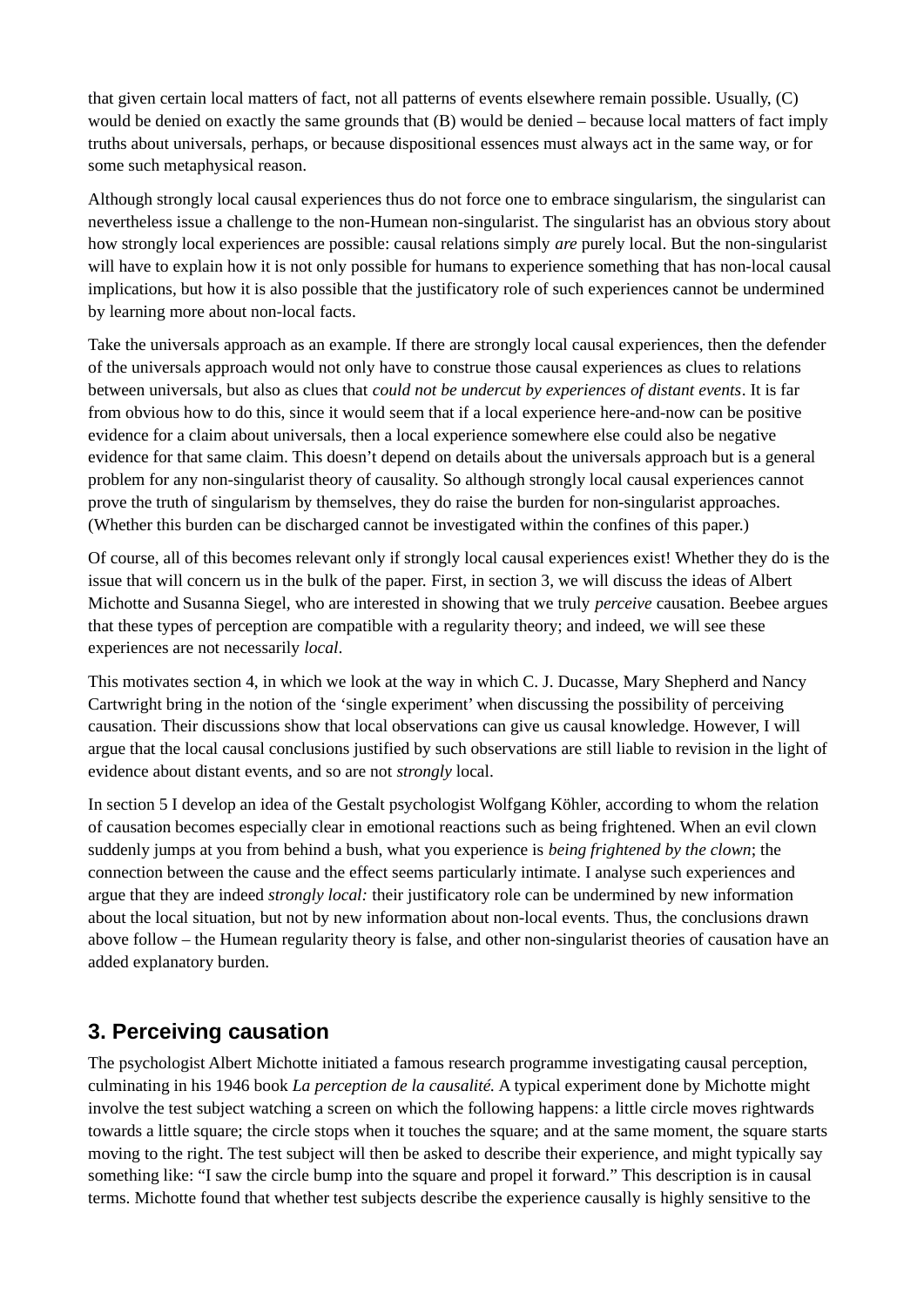that given certain local matters of fact, not all patterns of events elsewhere remain possible. Usually, (C) would be denied on exactly the same grounds that (B) would be denied – because local matters of fact imply truths about universals, perhaps, or because dispositional essences must always act in the same way, or for some such metaphysical reason.

Although strongly local causal experiences thus do not force one to embrace singularism, the singularist can nevertheless issue a challenge to the non-Humean non-singularist. The singularist has an obvious story about how strongly local experiences are possible: causal relations simply *are* purely local. But the non-singularist will have to explain how it is not only possible for humans to experience something that has non-local causal implications, but how it is also possible that the justificatory role of such experiences cannot be undermined by learning more about non-local facts.

Take the universals approach as an example. If there are strongly local causal experiences, then the defender of the universals approach would not only have to construe those causal experiences as clues to relations between universals, but also as clues that *could not be undercut by experiences of distant events*. It is far from obvious how to do this, since it would seem that if a local experience here-and-now can be positive evidence for a claim about universals, then a local experience somewhere else could also be negative evidence for that same claim. This doesn't depend on details about the universals approach but is a general problem for any non-singularist theory of causality. So although strongly local causal experiences cannot prove the truth of singularism by themselves, they do raise the burden for non-singularist approaches. (Whether this burden can be discharged cannot be investigated within the confines of this paper.)

Of course, all of this becomes relevant only if strongly local causal experiences exist! Whether they do is the issue that will concern us in the bulk of the paper. First, in section 3, we will discuss the ideas of Albert Michotte and Susanna Siegel, who are interested in showing that we truly *perceive* causation. Beebee argues that these types of perception are compatible with a regularity theory; and indeed, we will see these experiences are not necessarily *local*.

This motivates section 4, in which we look at the way in which C. J. Ducasse, Mary Shepherd and Nancy Cartwright bring in the notion of the 'single experiment' when discussing the possibility of perceiving causation. Their discussions show that local observations can give us causal knowledge. However, I will argue that the local causal conclusions justified by such observations are still liable to revision in the light of evidence about distant events, and so are not *strongly* local.

In section 5 I develop an idea of the Gestalt psychologist Wolfgang Köhler, according to whom the relation of causation becomes especially clear in emotional reactions such as being frightened. When an evil clown suddenly jumps at you from behind a bush, what you experience is *being frightened by the clown*; the connection between the cause and the effect seems particularly intimate. I analyse such experiences and argue that they are indeed *strongly local:* their justificatory role can be undermined by new information about the local situation, but not by new information about non-local events. Thus, the conclusions drawn above follow – the Humean regularity theory is false, and other non-singularist theories of causation have an added explanatory burden.

## 3. Perceiving causation

The psychologist Albert Michotte initiated a famous research programme investigating causal perception, culminating in his 1946 book *La perception de la causalité.* A typical experiment done by Michotte might involve the test subject watching a screen on which the following happens: a little circle moves rightwards towards a little square; the circle stops when it touches the square; and at the same moment, the square starts moving to the right. The test subject will then be asked to describe their experience, and might typically say something like: "I saw the circle bump into the square and propel it forward." This description is in causal terms. Michotte found that whether test subjects describe the experience causally is highly sensitive to the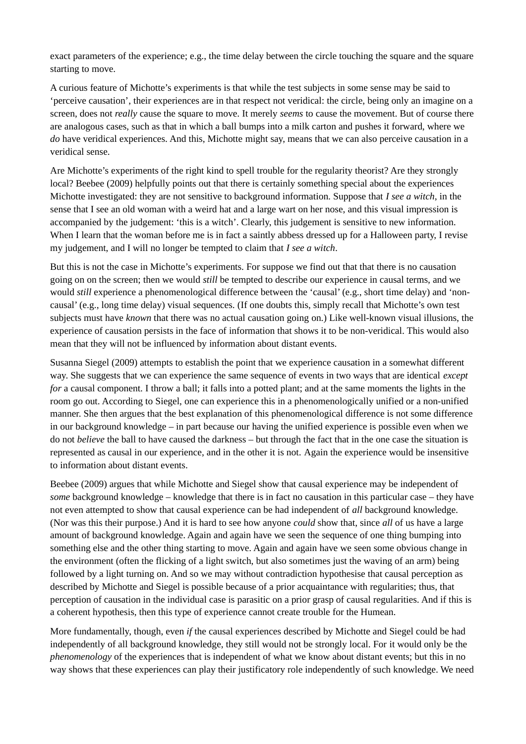exact parameters of the experience; e.g., the time delay between the circle touching the square and the square starting to move.

A curious feature of Michotte's experiments is that while the test subjects in some sense may be said to 'perceive causation', their experiences are in that respect not veridical: the circle, being only an imagine on a screen, does not *really* cause the square to move. It merely *seems* to cause the movement. But of course there are analogous cases, such as that in which a ball bumps into a milk carton and pushes it forward, where we *do* have veridical experiences. And this, Michotte might say, means that we can also perceive causation in a veridical sense.

Are Michotte's experiments of the right kind to spell trouble for the regularity theorist? Are they strongly local? Beebee (2009) helpfully points out that there is certainly something special about the experiences Michotte investigated: they are not sensitive to background information. Suppose that *I see a witch*, in the sense that I see an old woman with a weird hat and a large wart on her nose, and this visual impression is accompanied by the judgement: 'this is a witch'. Clearly, this judgement is sensitive to new information. When I learn that the woman before me is in fact a saintly abbess dressed up for a Halloween party, I revise my judgement, and I will no longer be tempted to claim that *I see a witch*.

But this is not the case in Michotte's experiments. For suppose we find out that that there is no causation going on on the screen; then we would *still* be tempted to describe our experience in causal terms, and we would *still* experience a phenomenological difference between the 'causal' (e.g., short time delay) and 'non-causal' (e.g., long time delay) visual sequences. (If one doubts this, simply recall that Michotte's own test subjects must have *known* that there was no actual causation going on.) Like well-known visual illusions, the experience of causation persists in the face of information that shows it to be non-veridical. This would also mean that they will not be influenced by information about distant events.

Susanna Siegel (2009) attempts to establish the point that we experience causation in a somewhat different way. She suggests that we can experience the same sequence of events in two ways that are identical *except for* a causal component. I throw a ball; it falls into a potted plant; and at the same moments the lights in the room go out. According to Siegel, one can experience this in a phenomenologically unified or a non-unified manner. She then argues that the best explanation of this phenomenological difference is not some difference in our background knowledge – in part because our having the unified experience is possible even when we do not *believe* the ball to have caused the darkness – but through the fact that in the one case the situation is represented as causal in our experience, and in the other it is not. Again the experience would be insensitive to information about distant events.

Beebee (2009) argues that while Michotte and Siegel show that causal experience may be independent of *some* background knowledge – knowledge that there is in fact no causation in this particular case – they have not even attempted to show that causal experience can be had independent of *all* background knowledge. (Nor was this their purpose.) And it is hard to see how anyone *could* show that, since *all* of us have a large amount of background knowledge. Again and again have we seen the sequence of one thing bumping into something else and the other thing starting to move. Again and again have we seen some obvious change in the environment (often the flicking of a light switch, but also sometimes just the waving of an arm) being followed by a light turning on. And so we may without contradiction hypothesise that causal perception as described by Michotte and Siegel is possible because of a prior acquaintance with regularities; thus, that perception of causation in the individual case is parasitic on a prior grasp of causal regularities. And if this is a coherent hypothesis, then this type of experience cannot create trouble for the Humean.

More fundamentally, though, even *if* the causal experiences described by Michotte and Siegel could be had independently of all background knowledge, they still would not be strongly local. For it would only be the *phenomenology* of the experiences that is independent of what we know about distant events; but this in no way shows that these experiences can play their justificatory role independently of such knowledge. We need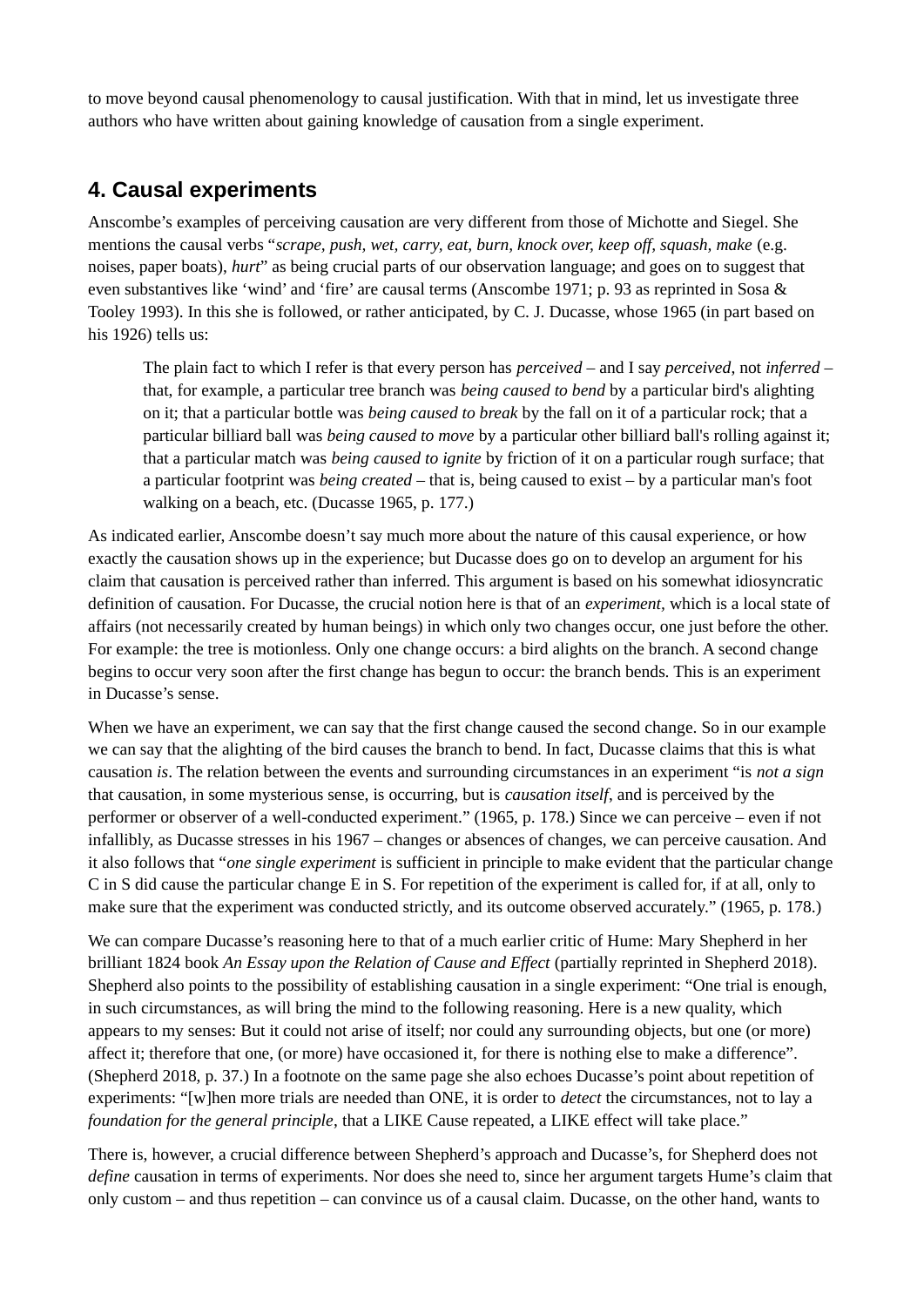to move beyond causal phenomenology to causal justification. With that in mind, let us investigate three authors who have written about gaining knowledge of causation from a single experiment.

## 4. Causal experiments

Anscombe's examples of perceiving causation are very different from those of Michotte and Siegel. She mentions the causal verbs "*scrape, push, wet, carry, eat, burn, knock over, keep off, squash, make* (e.g. noises, paper boats), *hurt*" as being crucial parts of our observation language; and goes on to suggest that even substantives like 'wind' and 'fire' are causal terms (Anscombe 1971; p. 93 as reprinted in Sosa & Tooley 1993). In this she is followed, or rather anticipated, by C. J. Ducasse, whose 1965 (in part based on his 1926) tells us:

> The plain fact to which I refer is that every person has *perceived* – and I say *perceived*, not *inferred* – that, for example, a particular tree branch was *being caused to bend* by a particular bird's alighting on it; that a particular bottle was *being caused to break* by the fall on it of a particular rock; that a particular billiard ball was *being caused to move* by a particular other billiard ball's rolling against it; that a particular match was *being caused to ignite* by friction of it on a particular rough surface; that a particular footprint was *being created* – that is, being caused to exist – by a particular man's foot walking on a beach, etc. (Ducasse 1965, p. 177.)

As indicated earlier, Anscombe doesn't say much more about the nature of this causal experience, or how exactly the causation shows up in the experience; but Ducasse does go on to develop an argument for his claim that causation is perceived rather than inferred. This argument is based on his somewhat idiosyncratic definition of causation. For Ducasse, the crucial notion here is that of an *experiment*, which is a local state of affairs (not necessarily created by human beings) in which only two changes occur, one just before the other. For example: the tree is motionless. Only one change occurs: a bird alights on the branch. A second change begins to occur very soon after the first change has begun to occur: the branch bends. This is an experiment in Ducasse's sense.

When we have an experiment, we can say that the first change caused the second change. So in our example we can say that the alighting of the bird causes the branch to bend. In fact, Ducasse claims that this is what causation *is*. The relation between the events and surrounding circumstances in an experiment "is *not a sign* that causation, in some mysterious sense, is occurring, but is *causation itself*, and is perceived by the performer or observer of a well-conducted experiment." (1965, p. 178.) Since we can perceive – even if not infallibly, as Ducasse stresses in his 1967 – changes or absences of changes, we can perceive causation. And it also follows that "*one single experiment* is sufficient in principle to make evident that the particular change C in S did cause the particular change E in S. For repetition of the experiment is called for, if at all, only to make sure that the experiment was conducted strictly, and its outcome observed accurately." (1965, p. 178.)

We can compare Ducasse's reasoning here to that of a much earlier critic of Hume: Mary Shepherd in her brilliant 1824 book *An Essay upon the Relation of Cause and Effect* (partially reprinted in Shepherd 2018). Shepherd also points to the possibility of establishing causation in a single experiment: "One trial is enough, in such circumstances, as will bring the mind to the following reasoning. Here is a new quality, which appears to my senses: But it could not arise of itself; nor could any surrounding objects, but one (or more) affect it; therefore that one, (or more) have occasioned it, for there is nothing else to make a difference". (Shepherd 2018, p. 37.) In a footnote on the same page she also echoes Ducasse's point about repetition of experiments: "[w]hen more trials are needed than ONE, it is order to *detect* the circumstances, not to lay a *foundation for the general principle*, that a LIKE Cause repeated, a LIKE effect will take place."

There is, however, a crucial difference between Shepherd's approach and Ducasse's, for Shepherd does not *define* causation in terms of experiments. Nor does she need to, since her argument targets Hume's claim that only custom – and thus repetition – can convince us of a causal claim. Ducasse, on the other hand, wants to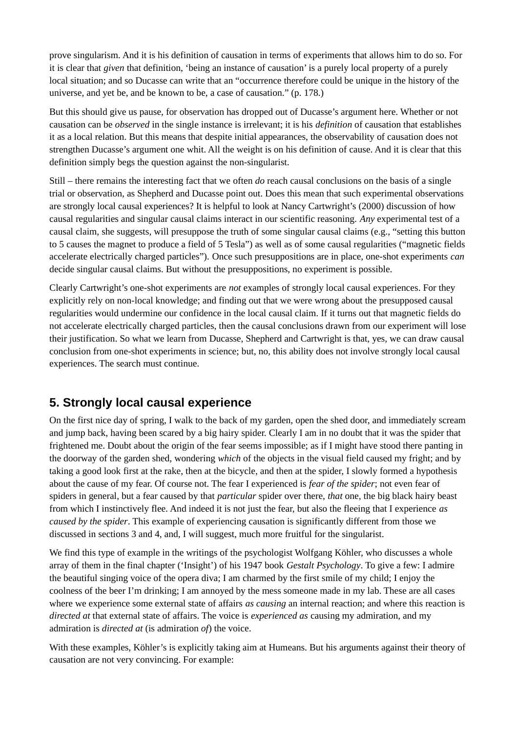prove singularism. And it is his definition of causation in terms of experiments that allows him to do so. For it is clear that *given* that definition, 'being an instance of causation' is a purely local property of a purely local situation; and so Ducasse can write that an "occurrence therefore could be unique in the history of the universe, and yet be, and be known to be, a case of causation." (p. 178.)

But this should give us pause, for observation has dropped out of Ducasse's argument here. Whether or not causation can be *observed* in the single instance is irrelevant; it is his *definition* of causation that establishes it as a local relation. But this means that despite initial appearances, the observability of causation does not strengthen Ducasse's argument one whit. All the weight is on his definition of cause. And it is clear that this definition simply begs the question against the non-singularist.

Still – there remains the interesting fact that we often *do* reach causal conclusions on the basis of a single trial or observation, as Shepherd and Ducasse point out. Does this mean that such experimental observations are strongly local causal experiences? It is helpful to look at Nancy Cartwright's (2000) discussion of how causal regularities and singular causal claims interact in our scientific reasoning. *Any* experimental test of a causal claim, she suggests, will presuppose the truth of some singular causal claims (e.g., "setting this button to 5 causes the magnet to produce a field of 5 Tesla") as well as of some causal regularities ("magnetic fields accelerate electrically charged particles"). Once such presuppositions are in place, one-shot experiments *can* decide singular causal claims. But without the presuppositions, no experiment is possible.

Clearly Cartwright's one-shot experiments are *not* examples of strongly local causal experiences. For they explicitly rely on non-local knowledge; and finding out that we were wrong about the presupposed causal regularities would undermine our confidence in the local causal claim. If it turns out that magnetic fields do not accelerate electrically charged particles, then the causal conclusions drawn from our experiment will lose their justification. So what we learn from Ducasse, Shepherd and Cartwright is that, yes, we can draw causal conclusion from one-shot experiments in science; but, no, this ability does not involve strongly local causal experiences. The search must continue.

## 5. Strongly local causal experience

On the first nice day of spring, I walk to the back of my garden, open the shed door, and immediately scream and jump back, having been scared by a big hairy spider. Clearly I am in no doubt that it was the spider that frightened me. Doubt about the origin of the fear seems impossible; as if I might have stood there panting in the doorway of the garden shed, wondering *which* of the objects in the visual field caused my fright; and by taking a good look first at the rake, then at the bicycle, and then at the spider, I slowly formed a hypothesis about the cause of my fear. Of course not. The fear I experienced is *fear of the spider*; not even fear of spiders in general, but a fear caused by that *particular* spider over there, *that* one, the big black hairy beast from which I instinctively flee. And indeed it is not just the fear, but also the fleeing that I experience *as caused by the spider*. This example of experiencing causation is significantly different from those we discussed in sections 3 and 4, and, I will suggest, much more fruitful for the singularist.

We find this type of example in the writings of the psychologist Wolfgang Köhler, who discusses a whole array of them in the final chapter ('Insight') of his 1947 book *Gestalt Psychology*. To give a few: I admire the beautiful singing voice of the opera diva; I am charmed by the first smile of my child; I enjoy the coolness of the beer I'm drinking; I am annoyed by the mess someone made in my lab. These are all cases where we experience some external state of affairs *as causing* an internal reaction; and where this reaction is *directed at* that external state of affairs. The voice is *experienced as* causing my admiration, and my admiration is *directed at* (is admiration *of*) the voice.

With these examples, Köhler's is explicitly taking aim at Humeans. But his arguments against their theory of causation are not very convincing. For example: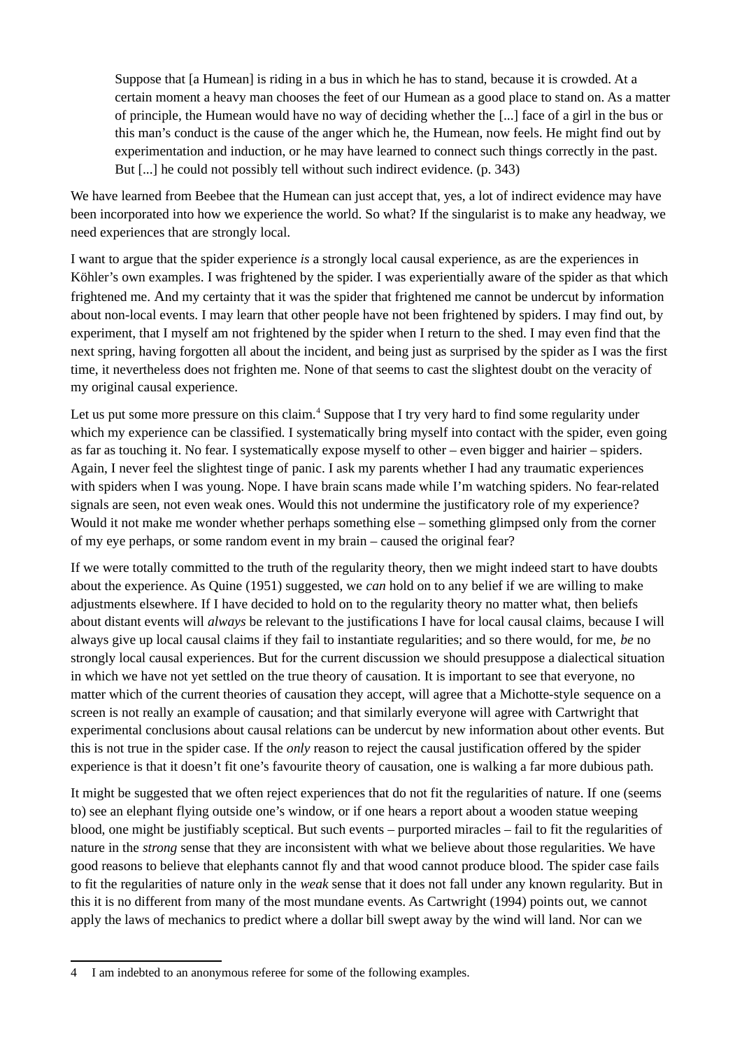> Suppose that [a Humean] is riding in a bus in which he has to stand, because it is crowded. At a certain moment a heavy man chooses the feet of our Humean as a good place to stand on. As a matter of principle, the Humean would have no way of deciding whether the [...] face of a girl in the bus or this man's conduct is the cause of the anger which he, the Humean, now feels. He might find out by experimentation and induction, or he may have learned to connect such things correctly in the past. But [...] he could not possibly tell without such indirect evidence. (p. 343)

We have learned from Beebee that the Humean can just accept that, yes, a lot of indirect evidence may have been incorporated into how we experience the world. So what? If the singularist is to make any headway, we need experiences that are strongly local.

I want to argue that the spider experience *is* a strongly local causal experience, as are the experiences in Köhler's own examples. I was frightened by the spider. I was experientially aware of the spider as that which frightened me. And my certainty that it was the spider that frightened me cannot be undercut by information about non-local events. I may learn that other people have not been frightened by spiders. I may find out, by experiment, that I myself am not frightened by the spider when I return to the shed. I may even find that the next spring, having forgotten all about the incident, and being just as surprised by the spider as I was the first time, it nevertheless does not frighten me. None of that seems to cast the slightest doubt on the veracity of my original causal experience.

Let us put some more pressure on this claim.[4] Suppose that I try very hard to find some regularity under which my experience can be classified. I systematically bring myself into contact with the spider, even going as far as touching it. No fear. I systematically expose myself to other – even bigger and hairier – spiders. Again, I never feel the slightest tinge of panic. I ask my parents whether I had any traumatic experiences with spiders when I was young. Nope. I have brain scans made while I'm watching spiders. No fear-related signals are seen, not even weak ones. Would this not undermine the justificatory role of my experience? Would it not make me wonder whether perhaps something else – something glimpsed only from the corner of my eye perhaps, or some random event in my brain – caused the original fear?

If we were totally committed to the truth of the regularity theory, then we might indeed start to have doubts about the experience. As Quine (1951) suggested, we *can* hold on to any belief if we are willing to make adjustments elsewhere. If I have decided to hold on to the regularity theory no matter what, then beliefs about distant events will *always* be relevant to the justifications I have for local causal claims, because I will always give up local causal claims if they fail to instantiate regularities; and so there would, for me, *be* no strongly local causal experiences. But for the current discussion we should presuppose a dialectical situation in which we have not yet settled on the true theory of causation. It is important to see that everyone, no matter which of the current theories of causation they accept, will agree that a Michotte-style sequence on a screen is not really an example of causation; and that similarly everyone will agree with Cartwright that experimental conclusions about causal relations can be undercut by new information about other events. But this is not true in the spider case. If the *only* reason to reject the causal justification offered by the spider experience is that it doesn't fit one's favourite theory of causation, one is walking a far more dubious path.

It might be suggested that we often reject experiences that do not fit the regularities of nature. If one (seems to) see an elephant flying outside one's window, or if one hears a report about a wooden statue weeping blood, one might be justifiably sceptical. But such events – purported miracles – fail to fit the regularities of nature in the *strong* sense that they are inconsistent with what we believe about those regularities. We have good reasons to believe that elephants cannot fly and that wood cannot produce blood. The spider case fails to fit the regularities of nature only in the *weak* sense that it does not fall under any known regularity. But in this it is no different from many of the most mundane events. As Cartwright (1994) points out, we cannot apply the laws of mechanics to predict where a dollar bill swept away by the wind will land. Nor can we

---

4 I am indebted to an anonymous referee for some of the following examples.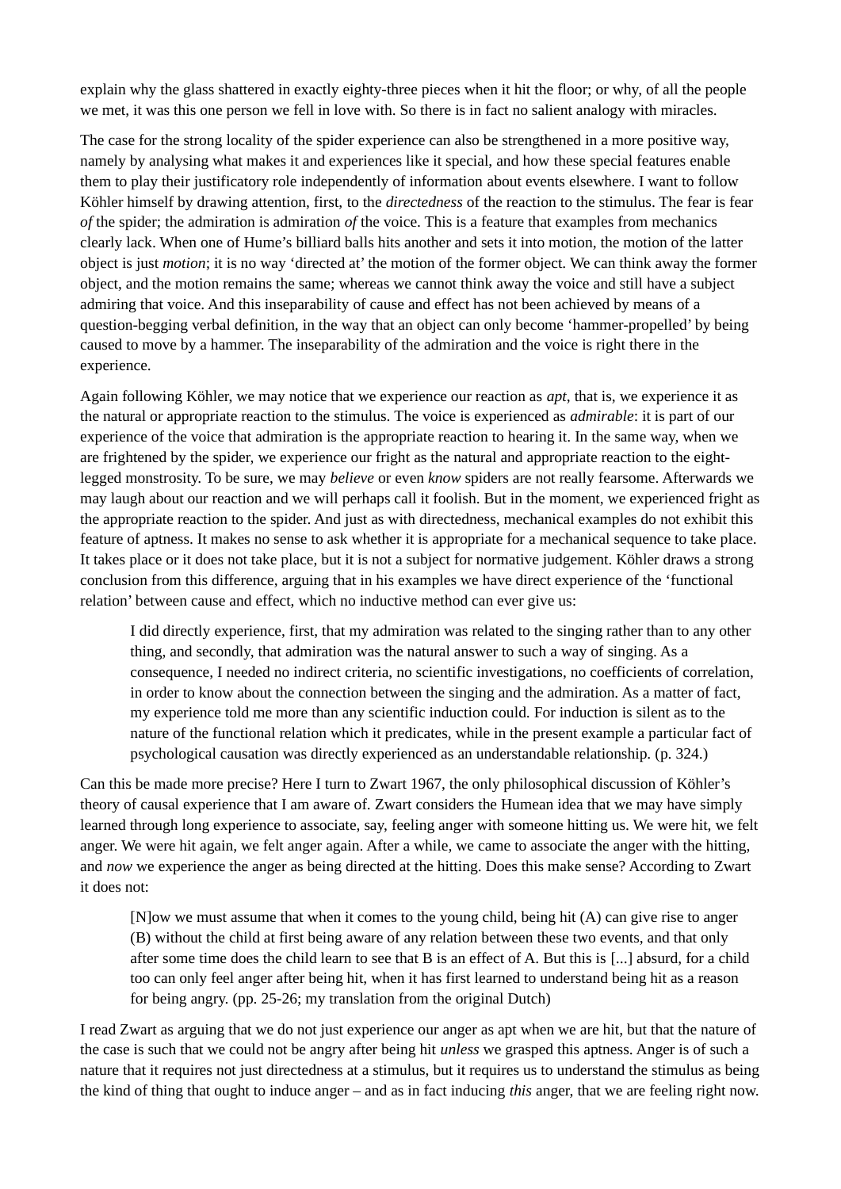explain why the glass shattered in exactly eighty-three pieces when it hit the floor; or why, of all the people we met, it was this one person we fell in love with. So there is in fact no salient analogy with miracles.

The case for the strong locality of the spider experience can also be strengthened in a more positive way, namely by analysing what makes it and experiences like it special, and how these special features enable them to play their justificatory role independently of information about events elsewhere. I want to follow Köhler himself by drawing attention, first, to the *directedness* of the reaction to the stimulus. The fear is fear *of* the spider; the admiration is admiration *of* the voice. This is a feature that examples from mechanics clearly lack. When one of Hume's billiard balls hits another and sets it into motion, the motion of the latter object is just *motion*; it is no way 'directed at' the motion of the former object. We can think away the former object, and the motion remains the same; whereas we cannot think away the voice and still have a subject admiring that voice. And this inseparability of cause and effect has not been achieved by means of a question-begging verbal definition, in the way that an object can only become 'hammer-propelled' by being caused to move by a hammer. The inseparability of the admiration and the voice is right there in the experience.

Again following Köhler, we may notice that we experience our reaction as *apt*, that is, we experience it as the natural or appropriate reaction to the stimulus. The voice is experienced as *admirable*: it is part of our experience of the voice that admiration is the appropriate reaction to hearing it. In the same way, when we are frightened by the spider, we experience our fright as the natural and appropriate reaction to the eight-legged monstrosity. To be sure, we may *believe* or even *know* spiders are not really fearsome. Afterwards we may laugh about our reaction and we will perhaps call it foolish. But in the moment, we experienced fright as the appropriate reaction to the spider. And just as with directedness, mechanical examples do not exhibit this feature of aptness. It makes no sense to ask whether it is appropriate for a mechanical sequence to take place. It takes place or it does not take place, but it is not a subject for normative judgement. Köhler draws a strong conclusion from this difference, arguing that in his examples we have direct experience of the 'functional relation' between cause and effect, which no inductive method can ever give us:

> I did directly experience, first, that my admiration was related to the singing rather than to any other thing, and secondly, that admiration was the natural answer to such a way of singing. As a consequence, I needed no indirect criteria, no scientific investigations, no coefficients of correlation, in order to know about the connection between the singing and the admiration. As a matter of fact, my experience told me more than any scientific induction could. For induction is silent as to the nature of the functional relation which it predicates, while in the present example a particular fact of psychological causation was directly experienced as an understandable relationship. (p. 324.)

Can this be made more precise? Here I turn to Zwart 1967, the only philosophical discussion of Köhler's theory of causal experience that I am aware of. Zwart considers the Humean idea that we may have simply learned through long experience to associate, say, feeling anger with someone hitting us. We were hit, we felt anger. We were hit again, we felt anger again. After a while, we came to associate the anger with the hitting, and *now* we experience the anger as being directed at the hitting. Does this make sense? According to Zwart it does not:

> [N]ow we must assume that when it comes to the young child, being hit (A) can give rise to anger (B) without the child at first being aware of any relation between these two events, and that only after some time does the child learn to see that B is an effect of A. But this is [...] absurd, for a child too can only feel anger after being hit, when it has first learned to understand being hit as a reason for being angry. (pp. 25-26; my translation from the original Dutch)

I read Zwart as arguing that we do not just experience our anger as apt when we are hit, but that the nature of the case is such that we could not be angry after being hit *unless* we grasped this aptness. Anger is of such a nature that it requires not just directedness at a stimulus, but it requires us to understand the stimulus as being the kind of thing that ought to induce anger – and as in fact inducing *this* anger, that we are feeling right now.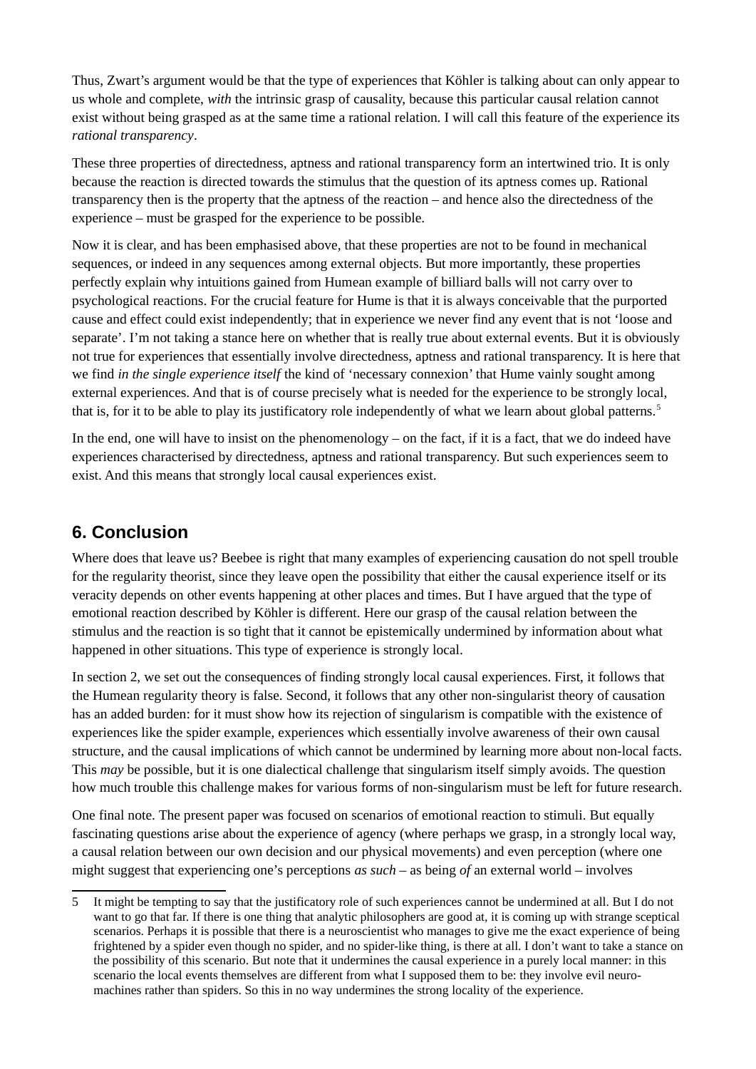Thus, Zwart's argument would be that the type of experiences that Köhler is talking about can only appear to us whole and complete, *with* the intrinsic grasp of causality, because this particular causal relation cannot exist without being grasped as at the same time a rational relation. I will call this feature of the experience its *rational transparency*.

These three properties of directedness, aptness and rational transparency form an intertwined trio. It is only because the reaction is directed towards the stimulus that the question of its aptness comes up. Rational transparency then is the property that the aptness of the reaction – and hence also the directedness of the experience – must be grasped for the experience to be possible.

Now it is clear, and has been emphasised above, that these properties are not to be found in mechanical sequences, or indeed in any sequences among external objects. But more importantly, these properties perfectly explain why intuitions gained from Humean example of billiard balls will not carry over to psychological reactions. For the crucial feature for Hume is that it is always conceivable that the purported cause and effect could exist independently; that in experience we never find any event that is not 'loose and separate'. I'm not taking a stance here on whether that is really true about external events. But it is obviously not true for experiences that essentially involve directedness, aptness and rational transparency. It is here that we find *in the single experience itself* the kind of 'necessary connexion' that Hume vainly sought among external experiences. And that is of course precisely what is needed for the experience to be strongly local, that is, for it to be able to play its justificatory role independently of what we learn about global patterns.[5]

In the end, one will have to insist on the phenomenology – on the fact, if it is a fact, that we do indeed have experiences characterised by directedness, aptness and rational transparency. But such experiences seem to exist. And this means that strongly local causal experiences exist.

## 6. Conclusion

Where does that leave us? Beebee is right that many examples of experiencing causation do not spell trouble for the regularity theorist, since they leave open the possibility that either the causal experience itself or its veracity depends on other events happening at other places and times. But I have argued that the type of emotional reaction described by Köhler is different. Here our grasp of the causal relation between the stimulus and the reaction is so tight that it cannot be epistemically undermined by information about what happened in other situations. This type of experience is strongly local.

In section 2, we set out the consequences of finding strongly local causal experiences. First, it follows that the Humean regularity theory is false. Second, it follows that any other non-singularist theory of causation has an added burden: for it must show how its rejection of singularism is compatible with the existence of experiences like the spider example, experiences which essentially involve awareness of their own causal structure, and the causal implications of which cannot be undermined by learning more about non-local facts. This *may* be possible, but it is one dialectical challenge that singularism itself simply avoids. The question how much trouble this challenge makes for various forms of non-singularism must be left for future research.

One final note. The present paper was focused on scenarios of emotional reaction to stimuli. But equally fascinating questions arise about the experience of agency (where perhaps we grasp, in a strongly local way, a causal relation between our own decision and our physical movements) and even perception (where one might suggest that experiencing one's perceptions *as such* – as being *of* an external world – involves

---

5 It might be tempting to say that the justificatory role of such experiences cannot be undermined at all. But I do not want to go that far. If there is one thing that analytic philosophers are good at, it is coming up with strange sceptical scenarios. Perhaps it is possible that there is a neuroscientist who manages to give me the exact experience of being frightened by a spider even though no spider, and no spider-like thing, is there at all. I don't want to take a stance on the possibility of this scenario. But note that it undermines the causal experience in a purely local manner: in this scenario the local events themselves are different from what I supposed them to be: they involve evil neuro-machines rather than spiders. So this in no way undermines the strong locality of the experience.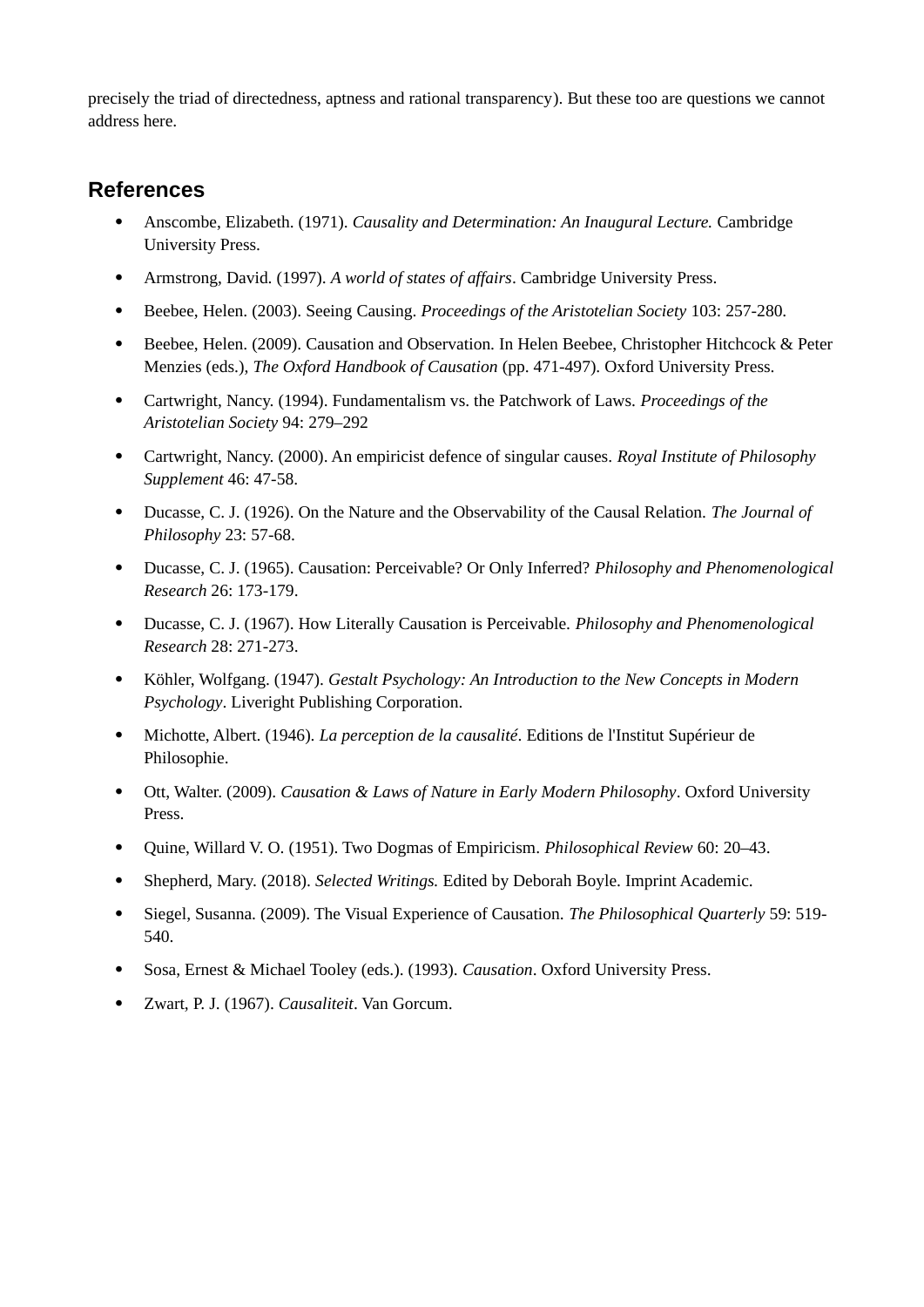precisely the triad of directedness, aptness and rational transparency). But these too are questions we cannot address here.

## References

- Anscombe, Elizabeth. (1971). *Causality and Determination: An Inaugural Lecture.* Cambridge University Press.
- Armstrong, David. (1997). *A world of states of affairs*. Cambridge University Press.
- Beebee, Helen. (2003). Seeing Causing. *Proceedings of the Aristotelian Society* 103: 257-280.
- Beebee, Helen. (2009). Causation and Observation. In Helen Beebee, Christopher Hitchcock & Peter Menzies (eds.), *The Oxford Handbook of Causation* (pp. 471-497). Oxford University Press.
- Cartwright, Nancy. (1994). Fundamentalism vs. the Patchwork of Laws. *Proceedings of the Aristotelian Society* 94: 279–292
- Cartwright, Nancy. (2000). An empiricist defence of singular causes. *Royal Institute of Philosophy Supplement* 46: 47-58.
- Ducasse, C. J. (1926). On the Nature and the Observability of the Causal Relation. *The Journal of Philosophy* 23: 57-68.
- Ducasse, C. J. (1965). Causation: Perceivable? Or Only Inferred? *Philosophy and Phenomenological Research* 26: 173-179.
- Ducasse, C. J. (1967). How Literally Causation is Perceivable. *Philosophy and Phenomenological Research* 28: 271-273.
- Köhler, Wolfgang. (1947). *Gestalt Psychology: An Introduction to the New Concepts in Modern Psychology*. Liveright Publishing Corporation.
- Michotte, Albert. (1946). *La perception de la causalité*. Editions de l'Institut Supérieur de Philosophie.
- Ott, Walter. (2009). *Causation & Laws of Nature in Early Modern Philosophy*. Oxford University Press.
- Quine, Willard V. O. (1951). Two Dogmas of Empiricism. *Philosophical Review* 60: 20–43.
- Shepherd, Mary. (2018). *Selected Writings.* Edited by Deborah Boyle. Imprint Academic.
- Siegel, Susanna. (2009). The Visual Experience of Causation. *The Philosophical Quarterly* 59: 519-540.
- Sosa, Ernest & Michael Tooley (eds.). (1993). *Causation*. Oxford University Press.
- Zwart, P. J. (1967). *Causaliteit*. Van Gorcum.